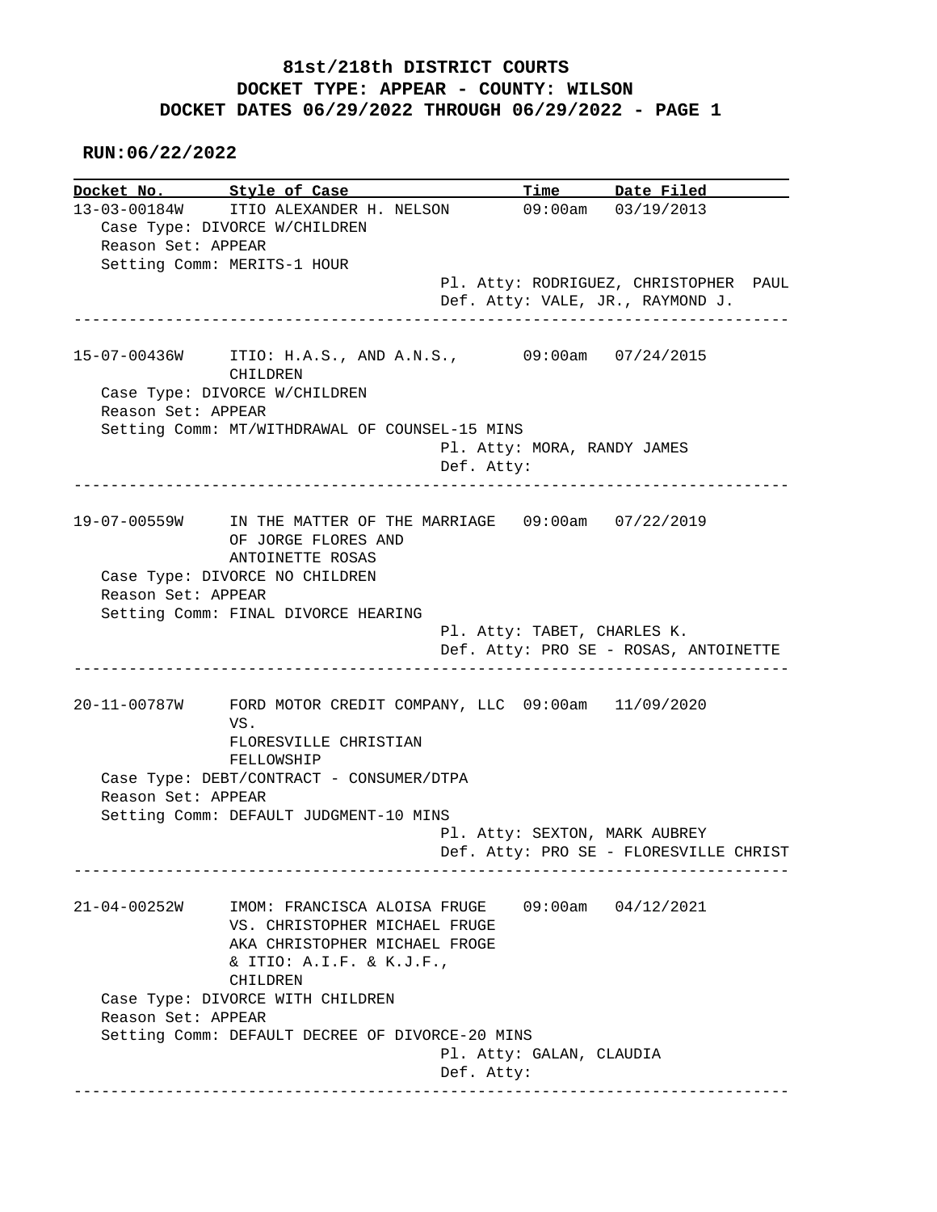# 81st/218th DISTRICT COURTS
## DOCKET TYPE: APPEAR - COUNTY: WILSON
## DOCKET DATES 06/29/2022 THROUGH 06/29/2022 - PAGE 1

**RUN:06/22/2022**

| Docket No. | Style of Case | Time | Date Filed |
|---|---|---|---|
| 13-03-00184W | ITIO ALEXANDER H. NELSON | 09:00am | 03/19/2013 |

Case Type: DIVORCE W/CHILDREN
Reason Set: APPEAR
Setting Comm: MERITS-1 HOUR
Pl. Atty: RODRIGUEZ, CHRISTOPHER PAUL
Def. Atty: VALE, JR., RAYMOND J.

---

| Docket No. | Style of Case | Time | Date Filed |
|---|---|---|---|
| 15-07-00436W | ITIO: H.A.S., AND A.N.S., CHILDREN | 09:00am | 07/24/2015 |

Case Type: DIVORCE W/CHILDREN
Reason Set: APPEAR
Setting Comm: MT/WITHDRAWAL OF COUNSEL-15 MINS
Pl. Atty: MORA, RANDY JAMES
Def. Atty:

---

| Docket No. | Style of Case | Time | Date Filed |
|---|---|---|---|
| 19-07-00559W | IN THE MATTER OF THE MARRIAGE OF JORGE FLORES AND ANTOINETTE ROSAS | 09:00am | 07/22/2019 |

Case Type: DIVORCE NO CHILDREN
Reason Set: APPEAR
Setting Comm: FINAL DIVORCE HEARING
Pl. Atty: TABET, CHARLES K.
Def. Atty: PRO SE - ROSAS, ANTOINETTE

---

| Docket No. | Style of Case | Time | Date Filed |
|---|---|---|---|
| 20-11-00787W | FORD MOTOR CREDIT COMPANY, LLC VS. FLORESVILLE CHRISTIAN FELLOWSHIP | 09:00am | 11/09/2020 |

Case Type: DEBT/CONTRACT - CONSUMER/DTPA
Reason Set: APPEAR
Setting Comm: DEFAULT JUDGMENT-10 MINS
Pl. Atty: SEXTON, MARK AUBREY
Def. Atty: PRO SE - FLORESVILLE CHRIST

---

| Docket No. | Style of Case | Time | Date Filed |
|---|---|---|---|
| 21-04-00252W | IMOM: FRANCISCA ALOISA FRUGE VS. CHRISTOPHER MICHAEL FRUGE AKA CHRISTOPHER MICHAEL FROGE & ITIO: A.I.F. & K.J.F., CHILDREN | 09:00am | 04/12/2021 |

Case Type: DIVORCE WITH CHILDREN
Reason Set: APPEAR
Setting Comm: DEFAULT DECREE OF DIVORCE-20 MINS
Pl. Atty: GALAN, CLAUDIA
Def. Atty:

---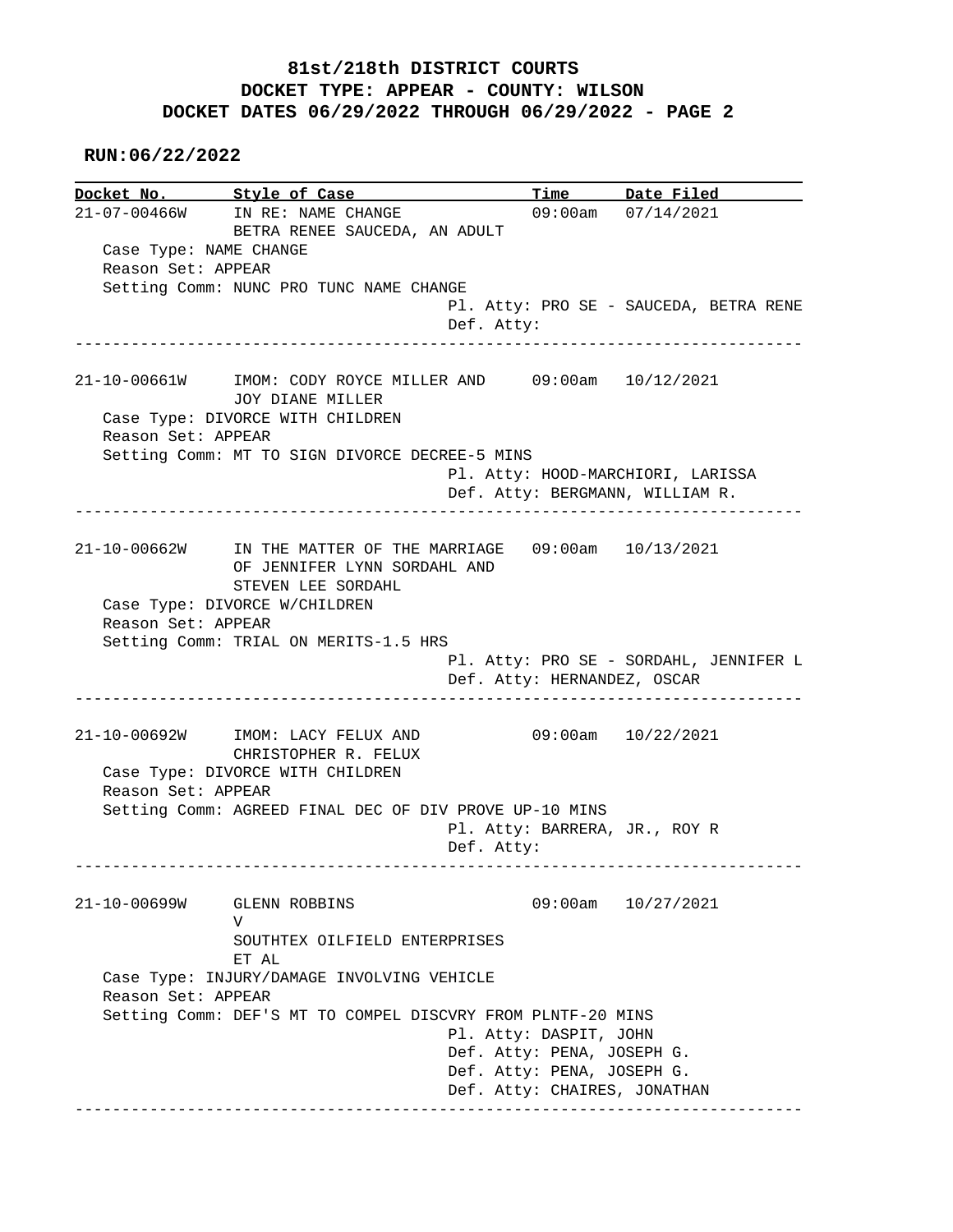# 81st/218th DISTRICT COURTS

## DOCKET TYPE: APPEAR - COUNTY: WILSON

## DOCKET DATES 06/29/2022 THROUGH 06/29/2022 - PAGE 2

**RUN:06/22/2022**

| Docket No. | Style of Case | Time | Date Filed |
| --- | --- | --- | --- |
| 21-07-00466W | IN RE: NAME CHANGE BETRA RENEE SAUCEDA, AN ADULT | 09:00am | 07/14/2021 |

Case Type: NAME CHANGE
Reason Set: APPEAR
Setting Comm: NUNC PRO TUNC NAME CHANGE
Pl. Atty: PRO SE - SAUCEDA, BETRA RENE
Def. Atty:

---

| Docket No. | Style of Case | Time | Date Filed |
| --- | --- | --- | --- |
| 21-10-00661W | IMOM: CODY ROYCE MILLER AND JOY DIANE MILLER | 09:00am | 10/12/2021 |

Case Type: DIVORCE WITH CHILDREN
Reason Set: APPEAR
Setting Comm: MT TO SIGN DIVORCE DECREE-5 MINS
Pl. Atty: HOOD-MARCHIORI, LARISSA
Def. Atty: BERGMANN, WILLIAM R.

---

| Docket No. | Style of Case | Time | Date Filed |
| --- | --- | --- | --- |
| 21-10-00662W | IN THE MATTER OF THE MARRIAGE OF JENNIFER LYNN SORDAHL AND STEVEN LEE SORDAHL | 09:00am | 10/13/2021 |

Case Type: DIVORCE W/CHILDREN
Reason Set: APPEAR
Setting Comm: TRIAL ON MERITS-1.5 HRS
Pl. Atty: PRO SE - SORDAHL, JENNIFER L
Def. Atty: HERNANDEZ, OSCAR

---

| Docket No. | Style of Case | Time | Date Filed |
| --- | --- | --- | --- |
| 21-10-00692W | IMOM: LACY FELUX AND CHRISTOPHER R. FELUX | 09:00am | 10/22/2021 |

Case Type: DIVORCE WITH CHILDREN
Reason Set: APPEAR
Setting Comm: AGREED FINAL DEC OF DIV PROVE UP-10 MINS
Pl. Atty: BARRERA, JR., ROY R
Def. Atty:

---

| Docket No. | Style of Case | Time | Date Filed |
| --- | --- | --- | --- |
| 21-10-00699W | GLENN ROBBINS V SOUTHTEX OILFIELD ENTERPRISES ET AL | 09:00am | 10/27/2021 |

Case Type: INJURY/DAMAGE INVOLVING VEHICLE
Reason Set: APPEAR
Setting Comm: DEF'S MT TO COMPEL DISCVRY FROM PLNTF-20 MINS
Pl. Atty: DASPIT, JOHN
Def. Atty: PENA, JOSEPH G.
Def. Atty: PENA, JOSEPH G.
Def. Atty: CHAIRES, JONATHAN

---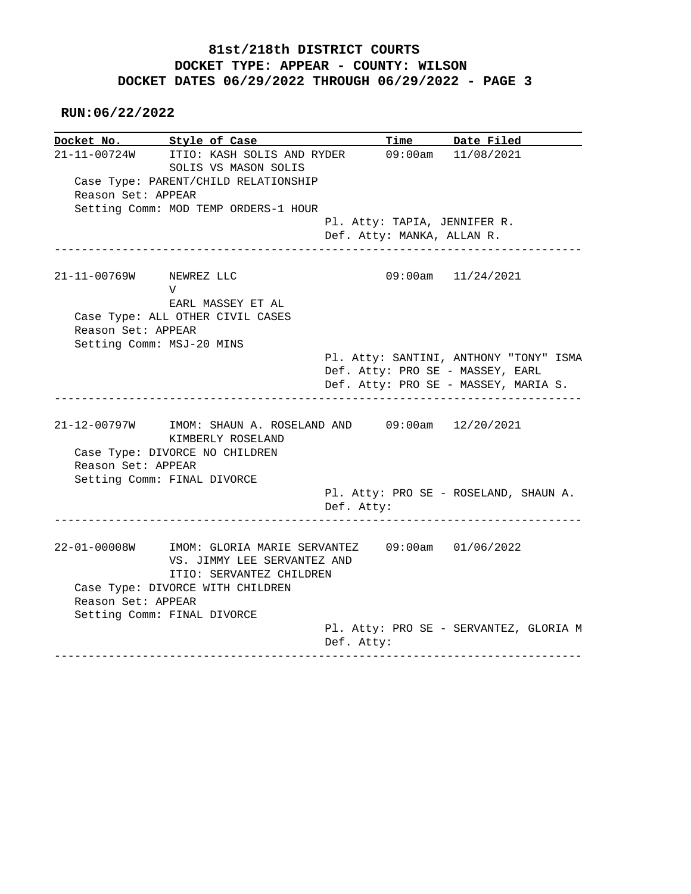**81st/218th DISTRICT COURTS**
**DOCKET TYPE: APPEAR - COUNTY: WILSON**
**DOCKET DATES 06/29/2022 THROUGH 06/29/2022 - PAGE 3**

**RUN:06/22/2022**

| Docket No. | Style of Case | Time | Date Filed |
|---|---|---|---|
| 21-11-00724W | ITIO: KASH SOLIS AND RYDER SOLIS VS MASON SOLIS | 09:00am | 11/08/2021 |

Case Type: PARENT/CHILD RELATIONSHIP
Reason Set: APPEAR
Setting Comm: MOD TEMP ORDERS-1 HOUR
Pl. Atty: TAPIA, JENNIFER R.
Def. Atty: MANKA, ALLAN R.

---

| Docket No. | Style of Case | Time | Date Filed |
|---|---|---|---|
| 21-11-00769W | NEWREZ LLC V EARL MASSEY ET AL | 09:00am | 11/24/2021 |

Case Type: ALL OTHER CIVIL CASES
Reason Set: APPEAR
Setting Comm: MSJ-20 MINS
Pl. Atty: SANTINI, ANTHONY "TONY" ISMA
Def. Atty: PRO SE - MASSEY, EARL
Def. Atty: PRO SE - MASSEY, MARIA S.

---

| Docket No. | Style of Case | Time | Date Filed |
|---|---|---|---|
| 21-12-00797W | IMOM: SHAUN A. ROSELAND AND KIMBERLY ROSELAND | 09:00am | 12/20/2021 |

Case Type: DIVORCE NO CHILDREN
Reason Set: APPEAR
Setting Comm: FINAL DIVORCE
Pl. Atty: PRO SE - ROSELAND, SHAUN A.
Def. Atty:

---

| Docket No. | Style of Case | Time | Date Filed |
|---|---|---|---|
| 22-01-00008W | IMOM: GLORIA MARIE SERVANTEZ VS. JIMMY LEE SERVANTEZ AND ITIO: SERVANTEZ CHILDREN | 09:00am | 01/06/2022 |

Case Type: DIVORCE WITH CHILDREN
Reason Set: APPEAR
Setting Comm: FINAL DIVORCE
Pl. Atty: PRO SE - SERVANTEZ, GLORIA M
Def. Atty:

---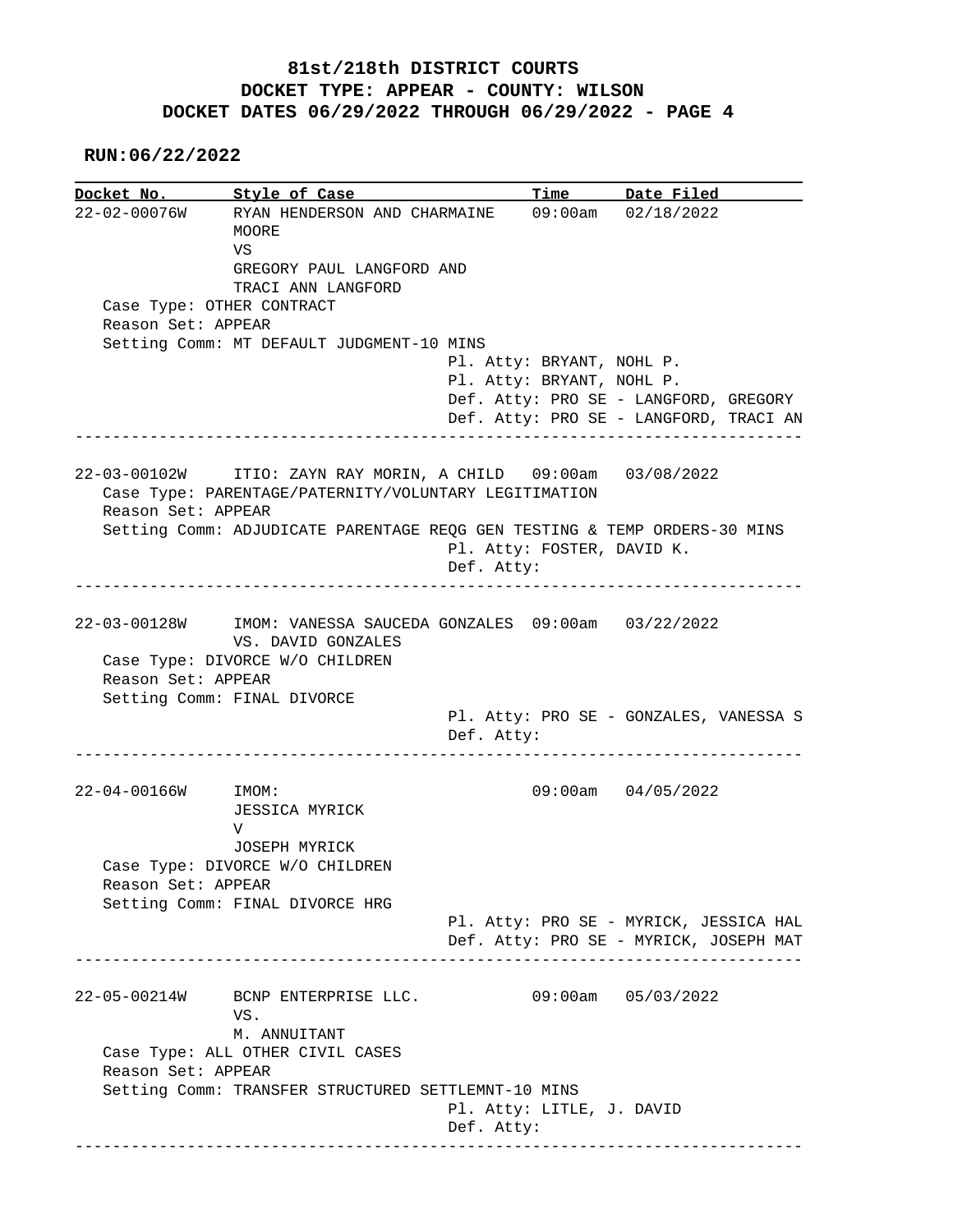# 81st/218th DISTRICT COURTS
## DOCKET TYPE: APPEAR - COUNTY: WILSON
## DOCKET DATES 06/29/2022 THROUGH 06/29/2022 - PAGE 4

**RUN:06/22/2022**

```
Docket No.      Style of Case                      Time       Date Filed
22-02-00076W    RYAN HENDERSON AND CHARMAINE      09:00am    02/18/2022
                MOORE
                VS
                GREGORY PAUL LANGFORD AND
                TRACI ANN LANGFORD
   Case Type: OTHER CONTRACT
   Reason Set: APPEAR
   Setting Comm: MT DEFAULT JUDGMENT-10 MINS
                                     Pl. Atty: BRYANT, NOHL P.
                                     Pl. Atty: BRYANT, NOHL P.
                                     Def. Atty: PRO SE - LANGFORD, GREGORY
                                     Def. Atty: PRO SE - LANGFORD, TRACI AN
---------------------------------------------------------------------------

22-03-00102W    ITIO: ZAYN RAY MORIN, A CHILD   09:00am    03/08/2022
   Case Type: PARENTAGE/PATERNITY/VOLUNTARY LEGITIMATION
   Reason Set: APPEAR
   Setting Comm: ADJUDICATE PARENTAGE REQG GEN TESTING & TEMP ORDERS-30 MINS
                                     Pl. Atty: FOSTER, DAVID K.
                                     Def. Atty:
---------------------------------------------------------------------------

22-03-00128W    IMOM: VANESSA SAUCEDA GONZALES  09:00am    03/22/2022
                VS. DAVID GONZALES
   Case Type: DIVORCE W/O CHILDREN
   Reason Set: APPEAR
   Setting Comm: FINAL DIVORCE
                                     Pl. Atty: PRO SE - GONZALES, VANESSA S
                                     Def. Atty:
---------------------------------------------------------------------------

22-04-00166W    IMOM:                              09:00am    04/05/2022
                JESSICA MYRICK
                V
                JOSEPH MYRICK
   Case Type: DIVORCE W/O CHILDREN
   Reason Set: APPEAR
   Setting Comm: FINAL DIVORCE HRG
                                     Pl. Atty: PRO SE - MYRICK, JESSICA HAL
                                     Def. Atty: PRO SE - MYRICK, JOSEPH MAT
---------------------------------------------------------------------------

22-05-00214W    BCNP ENTERPRISE LLC.               09:00am    05/03/2022
                VS.
                M. ANNUITANT
   Case Type: ALL OTHER CIVIL CASES
   Reason Set: APPEAR
   Setting Comm: TRANSFER STRUCTURED SETTLEMNT-10 MINS
                                     Pl. Atty: LITLE, J. DAVID
                                     Def. Atty:
---------------------------------------------------------------------------
```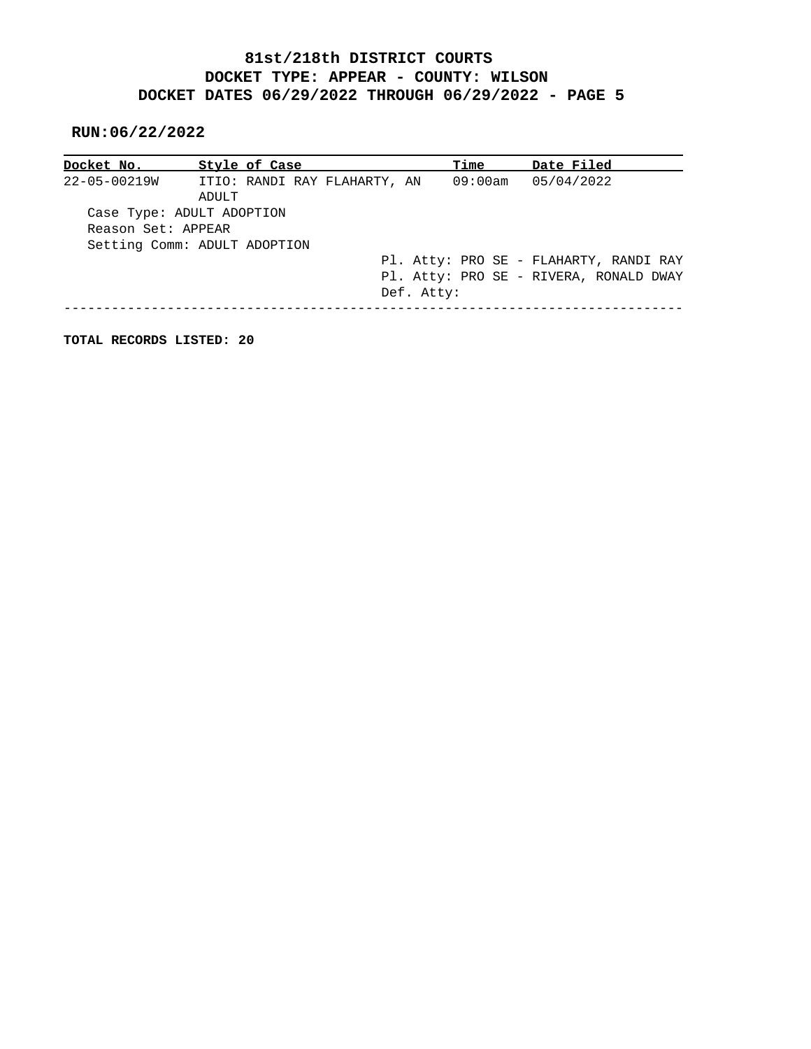# 81st/218th DISTRICT COURTS
## DOCKET TYPE: APPEAR - COUNTY: WILSON
## DOCKET DATES 06/29/2022 THROUGH 06/29/2022 - PAGE 5

**RUN:06/22/2022**

| Docket No. | Style of Case | Time | Date Filed |
|---|---|---|---|
| 22-05-00219W | ITIO: RANDI RAY FLAHARTY, AN ADULT | 09:00am | 05/04/2022 |

Case Type: ADULT ADOPTION
Reason Set: APPEAR
Setting Comm: ADULT ADOPTION

Pl. Atty: PRO SE - FLAHARTY, RANDI RAY
Pl. Atty: PRO SE - RIVERA, RONALD DWAY
Def. Atty:

---

**TOTAL RECORDS LISTED: 20**